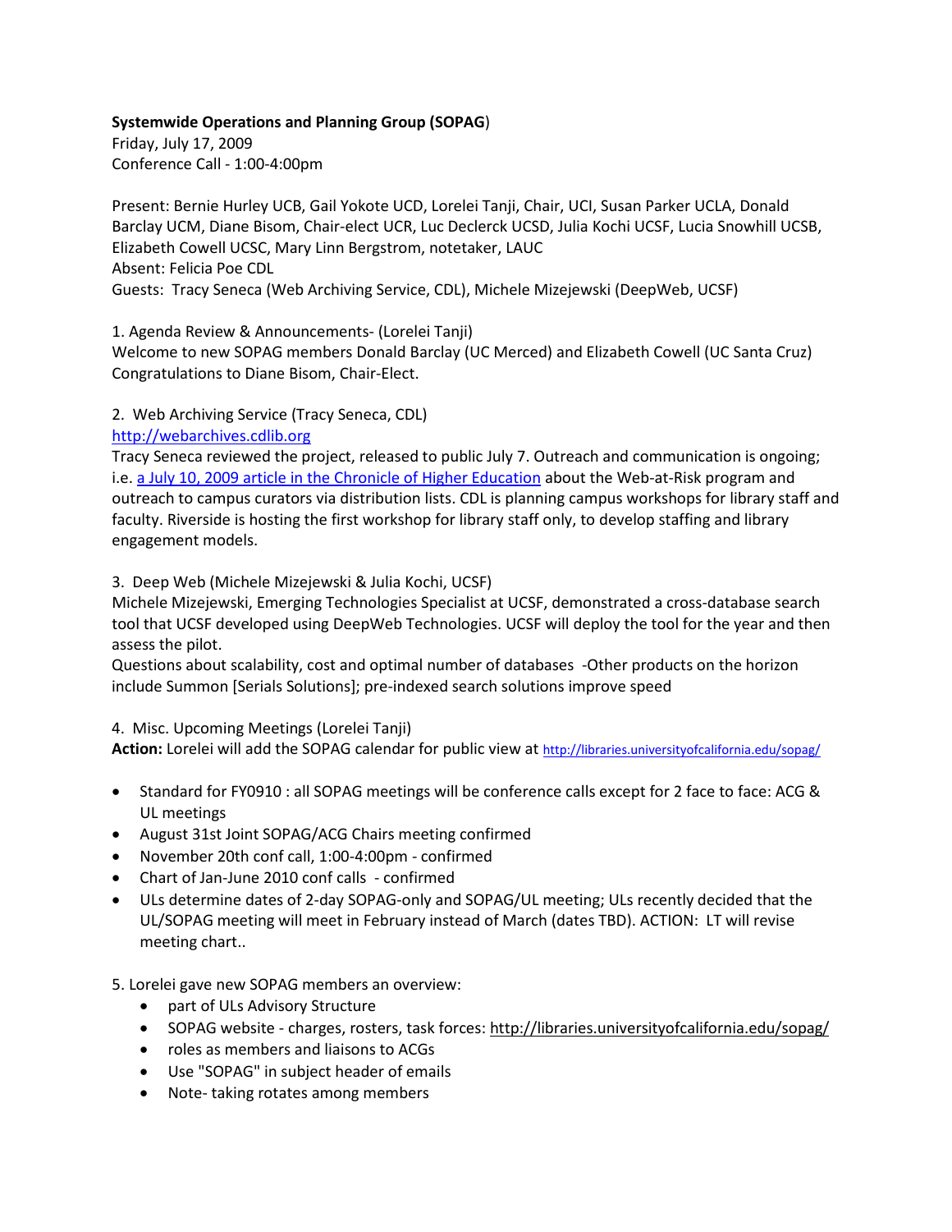**Systemwide Operations and Planning Group (SOPAG)**
Friday, July 17, 2009
Conference Call - 1:00-4:00pm

Present: Bernie Hurley UCB, Gail Yokote UCD, Lorelei Tanji, Chair, UCI, Susan Parker UCLA, Donald Barclay UCM, Diane Bisom, Chair-elect UCR, Luc Declerck UCSD, Julia Kochi UCSF, Lucia Snowhill UCSB, Elizabeth Cowell UCSC, Mary Linn Bergstrom, notetaker, LAUC
Absent: Felicia Poe CDL
Guests: Tracy Seneca (Web Archiving Service, CDL), Michele Mizejewski (DeepWeb, UCSF)

1. Agenda Review & Announcements- (Lorelei Tanji)
Welcome to new SOPAG members Donald Barclay (UC Merced) and Elizabeth Cowell (UC Santa Cruz)
Congratulations to Diane Bisom, Chair-Elect.

2. Web Archiving Service (Tracy Seneca, CDL)
http://webarchives.cdlib.org
Tracy Seneca reviewed the project, released to public July 7. Outreach and communication is ongoing; i.e. a July 10, 2009 article in the Chronicle of Higher Education about the Web-at-Risk program and outreach to campus curators via distribution lists. CDL is planning campus workshops for library staff and faculty. Riverside is hosting the first workshop for library staff only, to develop staffing and library engagement models.

3. Deep Web (Michele Mizejewski & Julia Kochi, UCSF)
Michele Mizejewski, Emerging Technologies Specialist at UCSF, demonstrated a cross-database search tool that UCSF developed using DeepWeb Technologies. UCSF will deploy the tool for the year and then assess the pilot.
Questions about scalability, cost and optimal number of databases -Other products on the horizon include Summon [Serials Solutions]; pre-indexed search solutions improve speed

4. Misc. Upcoming Meetings (Lorelei Tanji)
**Action:** Lorelei will add the SOPAG calendar for public view at http://libraries.universityofcalifornia.edu/sopag/

- Standard for FY0910 : all SOPAG meetings will be conference calls except for 2 face to face: ACG & UL meetings
- August 31st Joint SOPAG/ACG Chairs meeting confirmed
- November 20th conf call, 1:00-4:00pm - confirmed
- Chart of Jan-June 2010 conf calls - confirmed
- ULs determine dates of 2-day SOPAG-only and SOPAG/UL meeting; ULs recently decided that the UL/SOPAG meeting will meet in February instead of March (dates TBD). ACTION: LT will revise meeting chart..

5. Lorelei gave new SOPAG members an overview:
  - part of ULs Advisory Structure
  - SOPAG website - charges, rosters, task forces: http://libraries.universityofcalifornia.edu/sopag/
  - roles as members and liaisons to ACGs
  - Use "SOPAG" in subject header of emails
  - Note- taking rotates among members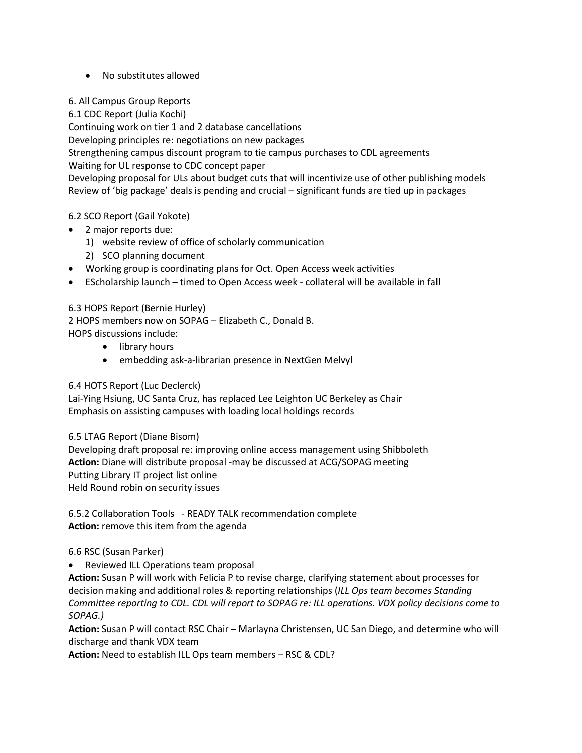- No substitutes allowed

6. All Campus Group Reports

6.1 CDC Report (Julia Kochi)

Continuing work on tier 1 and 2 database cancellations
Developing principles re: negotiations on new packages
Strengthening campus discount program to tie campus purchases to CDL agreements
Waiting for UL response to CDC concept paper
Developing proposal for ULs about budget cuts that will incentivize use of other publishing models
Review of 'big package' deals is pending and crucial – significant funds are tied up in packages

6.2 SCO Report (Gail Yokote)

- 2 major reports due:
  1) website review of office of scholarly communication
  2) SCO planning document
- Working group is coordinating plans for Oct. Open Access week activities
- EScholarship launch – timed to Open Access week - collateral will be available in fall

6.3 HOPS Report (Bernie Hurley)

2 HOPS members now on SOPAG – Elizabeth C., Donald B.
HOPS discussions include:

- library hours
- embedding ask-a-librarian presence in NextGen Melvyl

6.4 HOTS Report (Luc Declerck)

Lai-Ying Hsiung, UC Santa Cruz, has replaced Lee Leighton UC Berkeley as Chair
Emphasis on assisting campuses with loading local holdings records

6.5 LTAG Report (Diane Bisom)

Developing draft proposal re: improving online access management using Shibboleth
**Action:** Diane will distribute proposal -may be discussed at ACG/SOPAG meeting
Putting Library IT project list online
Held Round robin on security issues

6.5.2 Collaboration Tools - READY TALK recommendation complete
**Action:** remove this item from the agenda

6.6 RSC (Susan Parker)

- Reviewed ILL Operations team proposal

**Action:** Susan P will work with Felicia P to revise charge, clarifying statement about processes for decision making and additional roles & reporting relationships (*ILL Ops team becomes Standing Committee reporting to CDL. CDL will report to SOPAG re: ILL operations. VDX policy decisions come to SOPAG.)*

**Action:** Susan P will contact RSC Chair – Marlayna Christensen, UC San Diego, and determine who will discharge and thank VDX team

**Action:** Need to establish ILL Ops team members – RSC & CDL?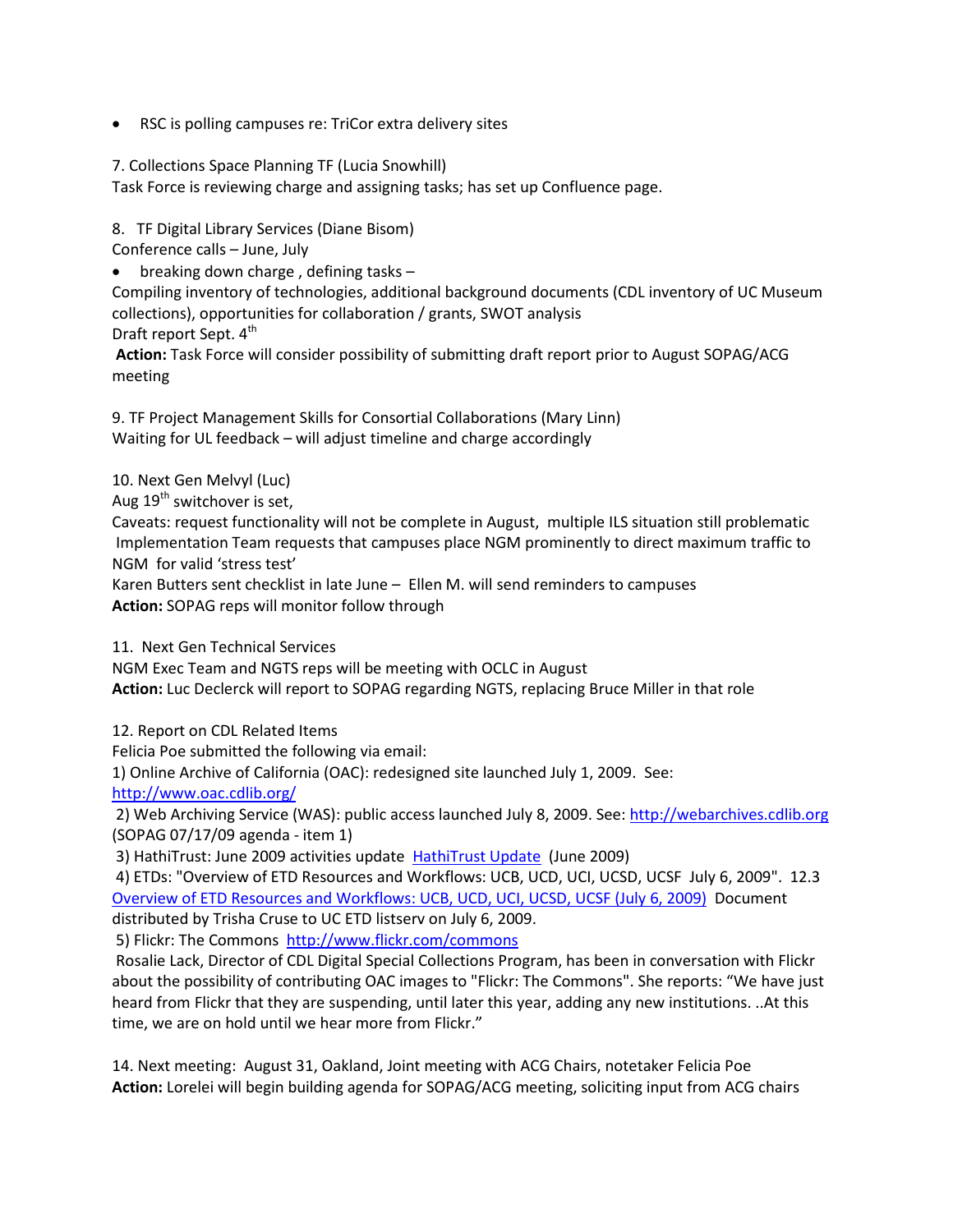- RSC is polling campuses re: TriCor extra delivery sites

7. Collections Space Planning TF (Lucia Snowhill)
Task Force is reviewing charge and assigning tasks; has set up Confluence page.

8. TF Digital Library Services (Diane Bisom)
Conference calls – June, July

- breaking down charge , defining tasks –

Compiling inventory of technologies, additional background documents (CDL inventory of UC Museum collections), opportunities for collaboration / grants, SWOT analysis
Draft report Sept. 4th
**Action:** Task Force will consider possibility of submitting draft report prior to August SOPAG/ACG meeting

9. TF Project Management Skills for Consortial Collaborations (Mary Linn)
Waiting for UL feedback – will adjust timeline and charge accordingly

10. Next Gen Melvyl (Luc)
Aug 19th switchover is set,
Caveats: request functionality will not be complete in August, multiple ILS situation still problematic
Implementation Team requests that campuses place NGM prominently to direct maximum traffic to NGM for valid 'stress test'
Karen Butters sent checklist in late June – Ellen M. will send reminders to campuses
**Action:** SOPAG reps will monitor follow through

11. Next Gen Technical Services
NGM Exec Team and NGTS reps will be meeting with OCLC in August
**Action:** Luc Declerck will report to SOPAG regarding NGTS, replacing Bruce Miller in that role

12. Report on CDL Related Items
Felicia Poe submitted the following via email:
1) Online Archive of California (OAC): redesigned site launched July 1, 2009. See: http://www.oac.cdlib.org/
2) Web Archiving Service (WAS): public access launched July 8, 2009. See: http://webarchives.cdlib.org (SOPAG 07/17/09 agenda - item 1)
3) HathiTrust: June 2009 activities update HathiTrust Update (June 2009)
4) ETDs: "Overview of ETD Resources and Workflows: UCB, UCD, UCI, UCSD, UCSF July 6, 2009". 12.3 Overview of ETD Resources and Workflows: UCB, UCD, UCI, UCSD, UCSF (July 6, 2009) Document distributed by Trisha Cruse to UC ETD listserv on July 6, 2009.
5) Flickr: The Commons http://www.flickr.com/commons
Rosalie Lack, Director of CDL Digital Special Collections Program, has been in conversation with Flickr about the possibility of contributing OAC images to "Flickr: The Commons". She reports: "We have just heard from Flickr that they are suspending, until later this year, adding any new institutions. ..At this time, we are on hold until we hear more from Flickr."

14. Next meeting: August 31, Oakland, Joint meeting with ACG Chairs, notetaker Felicia Poe
**Action:** Lorelei will begin building agenda for SOPAG/ACG meeting, soliciting input from ACG chairs